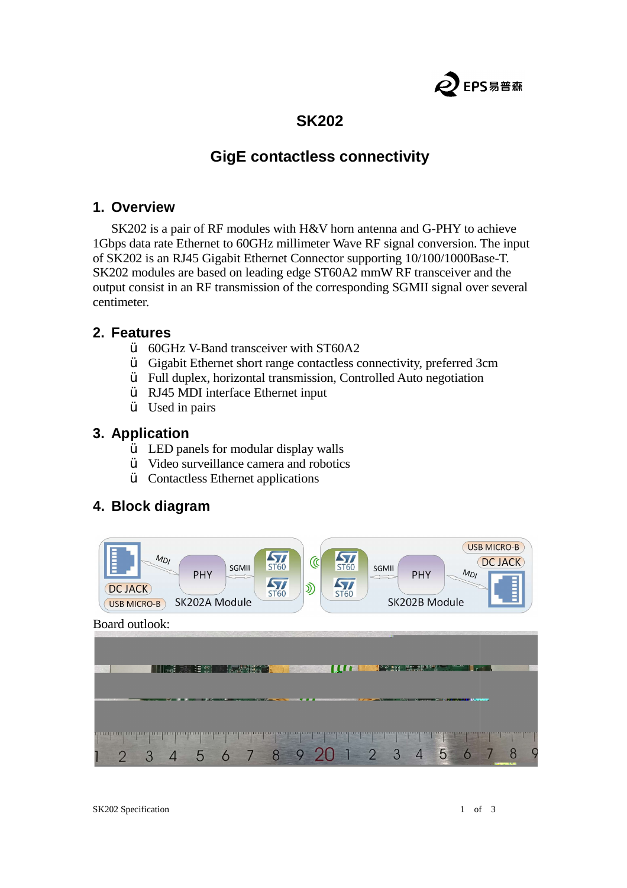# SK202

## GigE contactless connectivity

## 1. Overview

SK202 is a pair of RF modules with H&V horn antenna and G-PHY to achieve 1Gbps data rate Ethernet to 60GHz millimeter Wave RF signal conversion. The input of SK202 is an RJ45 Gigabit Ethernet Connector supporting 10/100/1000Base-T. SK202 modules are based on leading edge ST60A2 mmW RF transceiver and the output consist in an RF transmission of the corresponding SGMII signal over several centimeter.

## 2. Features

- 60GHz V-Band transceiver with ST60A2
- Gigabit Ethernet short range contactless connectivity, preferred 3cm
- Full duplex, horizontal transmission, Controlled Auto negotiation
- RJ45 MDI interface Ethernet input
- Used in pairs

## 3. Application

- LED panels for modular display walls
- Video surveillance camera and robotics
- Contactless Ethernet applications

## 4. Block diagram

Board outlook: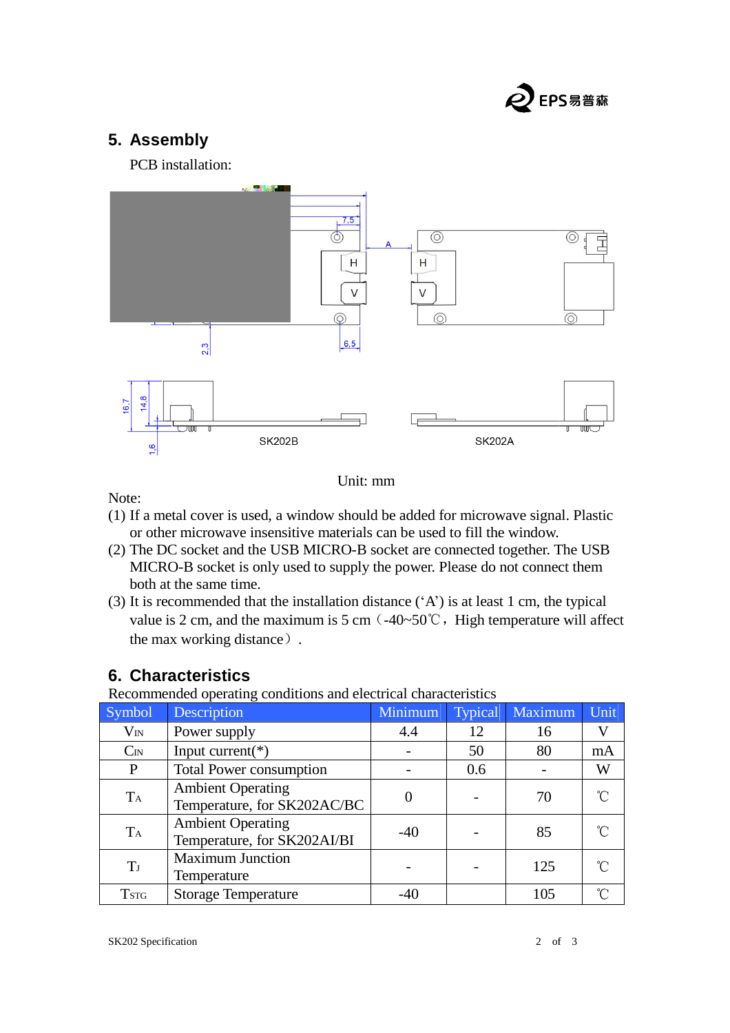## 5. Assembly

PCB installation:

SK202B SK202A

Unit: mm

Note:

(1) If a metal cover is used, a window should be added for microwave signal. Plastic or other microwave insensitive materials can be used to fill the window.

(2) The DC socket and the USB MICRO-B socket are connected together. The USB MICRO-B socket is only used to supply the power. Please do not connect them both at the same time.

(3) It is recommended that the installation distance (‘A’) is at least 1 cm, the typical value is 2 cm, and the maximum is 5 cm（-40~50℃，High temperature will affect the max working distance）.

## 6. Characteristics

Recommended operating conditions and electrical characteristics

| Symbol | Description | Minimum | Typical | Maximum | Unit |
|---|---|---|---|---|---|
| $V_{IN}$ | Power supply | 4.4 | 12 | 16 | V |
| $C_{IN}$ | Input current(*) | - | 50 | 80 | mA |
| P | Total Power consumption | - | 0.6 | - | W |
| $T_A$ | Ambient Operating Temperature, for SK202AC/BC | 0 | - | 70 | ℃ |
| $T_A$ | Ambient Operating Temperature, for SK202AI/BI | -40 | - | 85 | ℃ |
| $T_J$ | Maximum Junction Temperature | - | - | 125 | ℃ |
| $T_{STG}$ | Storage Temperature | -40 | | 105 | ℃ |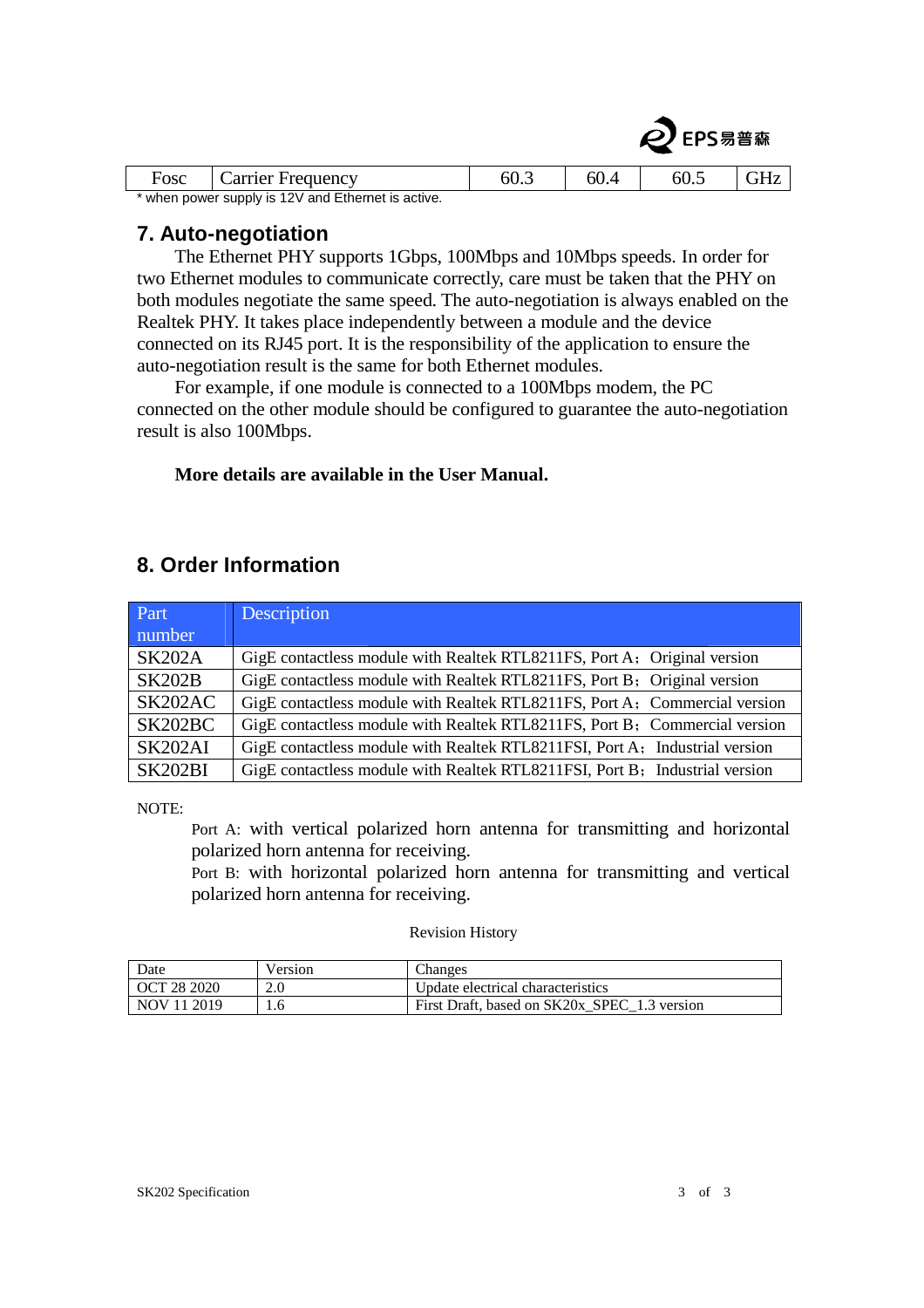| | | | | | |
|---|---|---|---|---|---|
| Fosc | Carrier Frequency | 60.3 | 60.4 | 60.5 | GHz |

* when power supply is 12V and Ethernet is active.

## 7. Auto-negotiation

The Ethernet PHY supports 1Gbps, 100Mbps and 10Mbps speeds. In order for two Ethernet modules to communicate correctly, care must be taken that the PHY on both modules negotiate the same speed. The auto-negotiation is always enabled on the Realtek PHY. It takes place independently between a module and the device connected on its RJ45 port. It is the responsibility of the application to ensure the auto-negotiation result is the same for both Ethernet modules.

For example, if one module is connected to a 100Mbps modem, the PC connected on the other module should be configured to guarantee the auto-negotiation result is also 100Mbps.

**More details are available in the User Manual.**

## 8. Order Information

| Part number | Description |
|---|---|
| SK202A | GigE contactless module with Realtek RTL8211FS, Port A； Original version |
| SK202B | GigE contactless module with Realtek RTL8211FS, Port B； Original version |
| SK202AC | GigE contactless module with Realtek RTL8211FS, Port A； Commercial version |
| SK202BC | GigE contactless module with Realtek RTL8211FS, Port B； Commercial version |
| SK202AI | GigE contactless module with Realtek RTL8211FSI, Port A； Industrial version |
| SK202BI | GigE contactless module with Realtek RTL8211FSI, Port B； Industrial version |

NOTE:

Port A: with vertical polarized horn antenna for transmitting and horizontal polarized horn antenna for receiving.

Port B: with horizontal polarized horn antenna for transmitting and vertical polarized horn antenna for receiving.

Revision History

| Date | Version | Changes |
|---|---|---|
| OCT 28 2020 | 2.0 | Update electrical characteristics |
| NOV 11 2019 | 1.6 | First Draft, based on SK20x_SPEC_1.3 version |